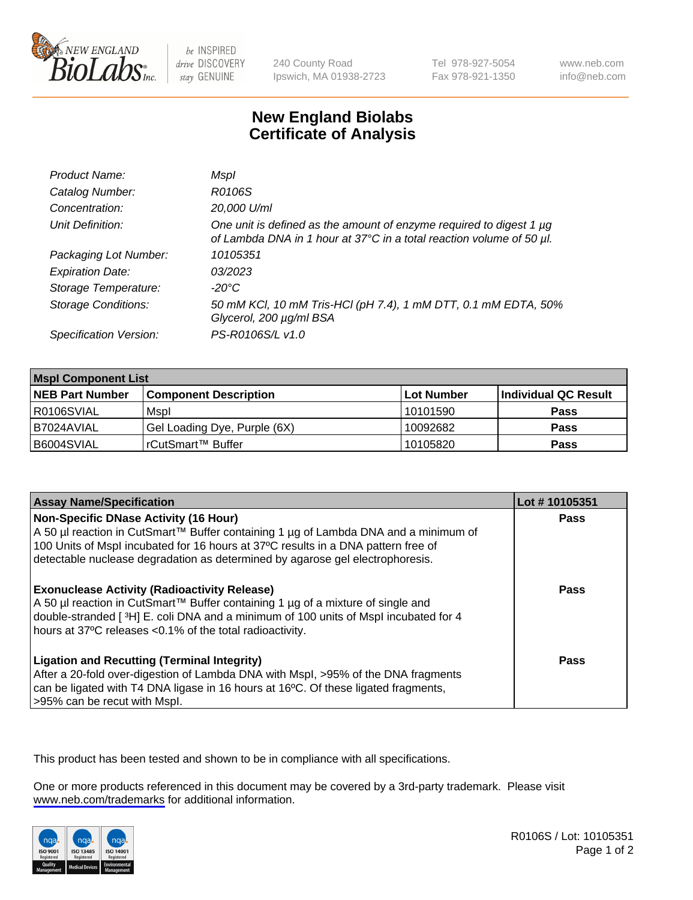# New England Biolabs Certificate of Analysis

| | |
|---|---|
| *Product Name:* | *MspI* |
| *Catalog Number:* | *R0106S* |
| *Concentration:* | *20,000 U/ml* |
| *Unit Definition:* | *One unit is defined as the amount of enzyme required to digest 1 µg of Lambda DNA in 1 hour at 37°C in a total reaction volume of 50 µl.* |
| *Packaging Lot Number:* | *10105351* |
| *Expiration Date:* | *03/2023* |
| *Storage Temperature:* | *-20°C* |
| *Storage Conditions:* | *50 mM KCl, 10 mM Tris-HCl (pH 7.4), 1 mM DTT, 0.1 mM EDTA, 50% Glycerol, 200 µg/ml BSA* |
| *Specification Version:* | *PS-R0106S/L v1.0* |

| **MspI Component List** | | | |
|---|---|---|---|
| **NEB Part Number** | **Component Description** | **Lot Number** | **Individual QC Result** |
| R0106SVIAL | MspI | 10101590 | **Pass** |
| B7024AVIAL | Gel Loading Dye, Purple (6X) | 10092682 | **Pass** |
| B6004SVIAL | rCutSmart™ Buffer | 10105820 | **Pass** |

| **Assay Name/Specification** | **Lot # 10105351** |
|---|---|
| **Non-Specific DNase Activity (16 Hour)** A 50 µl reaction in CutSmart™ Buffer containing 1 µg of Lambda DNA and a minimum of 100 Units of MspI incubated for 16 hours at 37ºC results in a DNA pattern free of detectable nuclease degradation as determined by agarose gel electrophoresis. | **Pass** |
| **Exonuclease Activity (Radioactivity Release)** A 50 µl reaction in CutSmart™ Buffer containing 1 µg of a mixture of single and double-stranded [ $^{3}$H] E. coli DNA and a minimum of 100 units of MspI incubated for 4 hours at 37ºC releases <0.1% of the total radioactivity. | **Pass** |
| **Ligation and Recutting (Terminal Integrity)** After a 20-fold over-digestion of Lambda DNA with MspI, >95% of the DNA fragments can be ligated with T4 DNA ligase in 16 hours at 16ºC. Of these ligated fragments, >95% can be recut with MspI. | **Pass** |

This product has been tested and shown to be in compliance with all specifications.

One or more products referenced in this document may be covered by a 3rd-party trademark. Please visit www.neb.com/trademarks for additional information.

R0106S / Lot: 10105351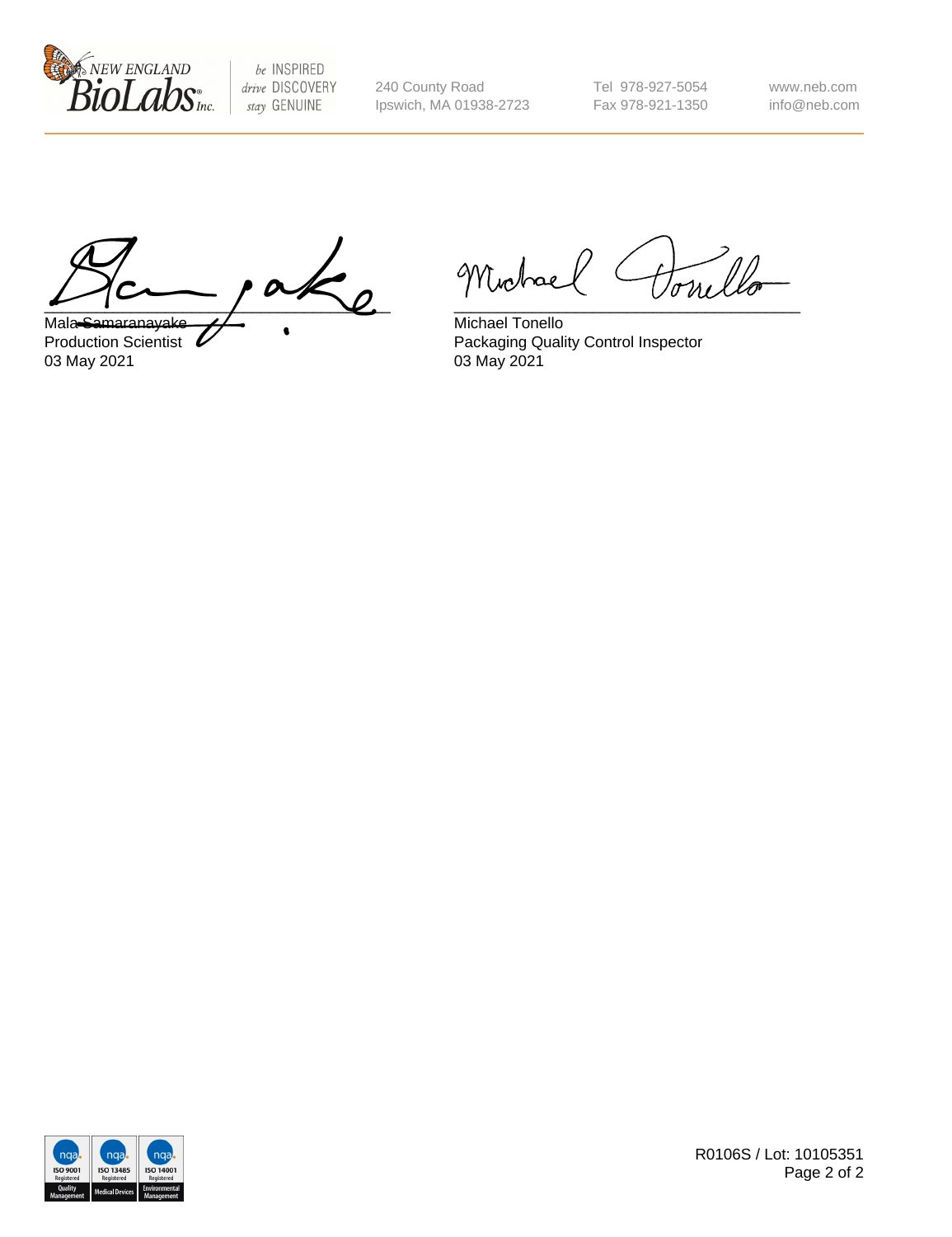240 County Road
Ipswich, MA 01938-2723

Tel 978-927-5054
Fax 978-921-1350

www.neb.com
info@neb.com

Mala Samaranayake
Production Scientist
03 May 2021

Michael Tonello
Packaging Quality Control Inspector
03 May 2021

R0106S / Lot: 10105351